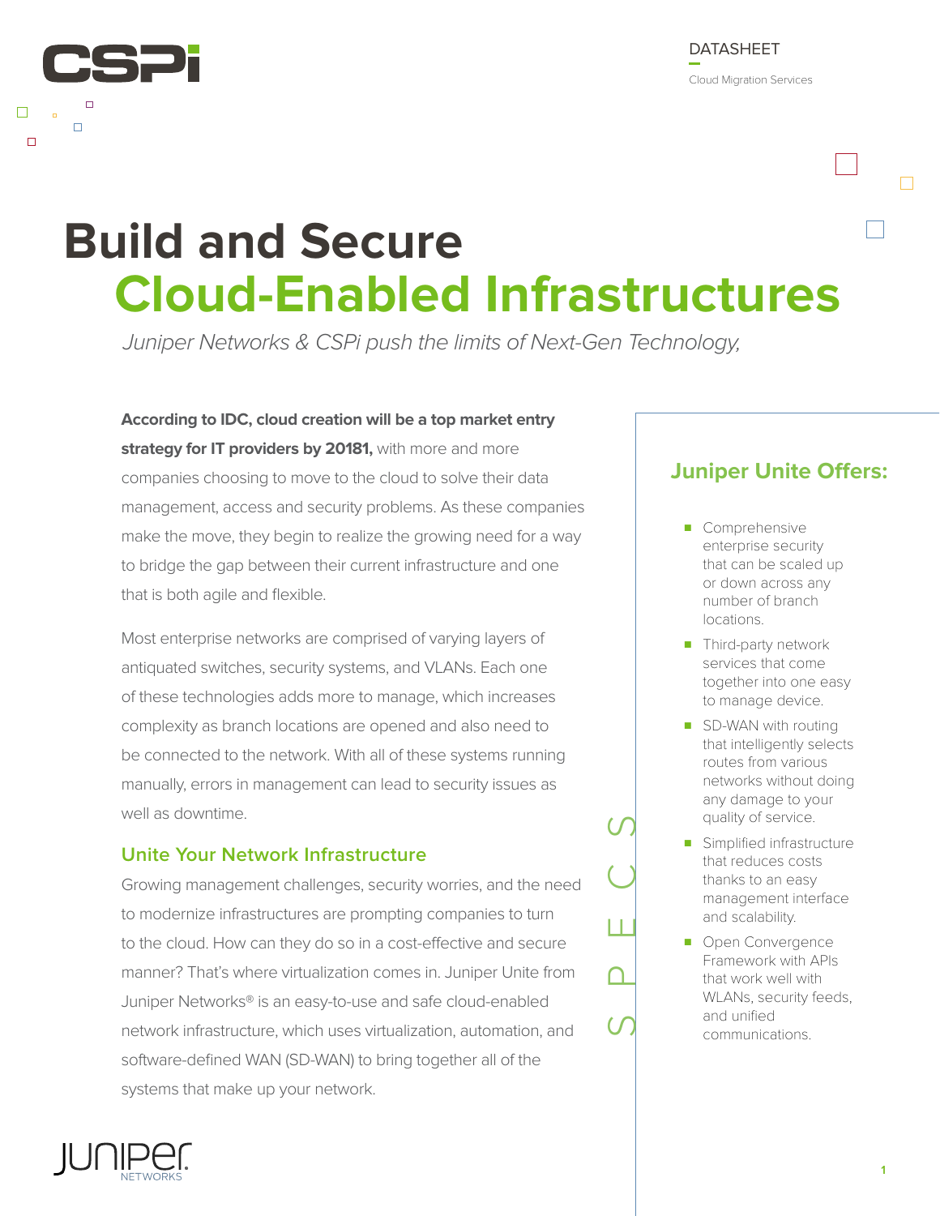DATASHEET

Cloud Migration Services

# Build and Secure Cloud-Enabled Infrastructures

*Juniper Networks & CSPi push the limits of Next-Gen Technology,*

**According to IDC, cloud creation will be a top market entry strategy for IT providers by 2018[1],** with more and more companies choosing to move to the cloud to solve their data management, access and security problems. As these companies make the move, they begin to realize the growing need for a way to bridge the gap between their current infrastructure and one that is both agile and flexible.

Most enterprise networks are comprised of varying layers of antiquated switches, security systems, and VLANs. Each one of these technologies adds more to manage, which increases complexity as branch locations are opened and also need to be connected to the network. With all of these systems running manually, errors in management can lead to security issues as well as downtime.

## Unite Your Network Infrastructure

Growing management challenges, security worries, and the need to modernize infrastructures are prompting companies to turn to the cloud. How can they do so in a cost-effective and secure manner? That's where virtualization comes in. Juniper Unite from Juniper Networks® is an easy-to-use and safe cloud-enabled network infrastructure, which uses virtualization, automation, and software-defined WAN (SD-WAN) to bring together all of the systems that make up your network.

SPECS

## Juniper Unite Offers:

- Comprehensive enterprise security that can be scaled up or down across any number of branch locations.
- Third-party network services that come together into one easy to manage device.
- SD-WAN with routing that intelligently selects routes from various networks without doing any damage to your quality of service.
- Simplified infrastructure that reduces costs thanks to an easy management interface and scalability.
- Open Convergence Framework with APIs that work well with WLANs, security feeds, and unified communications.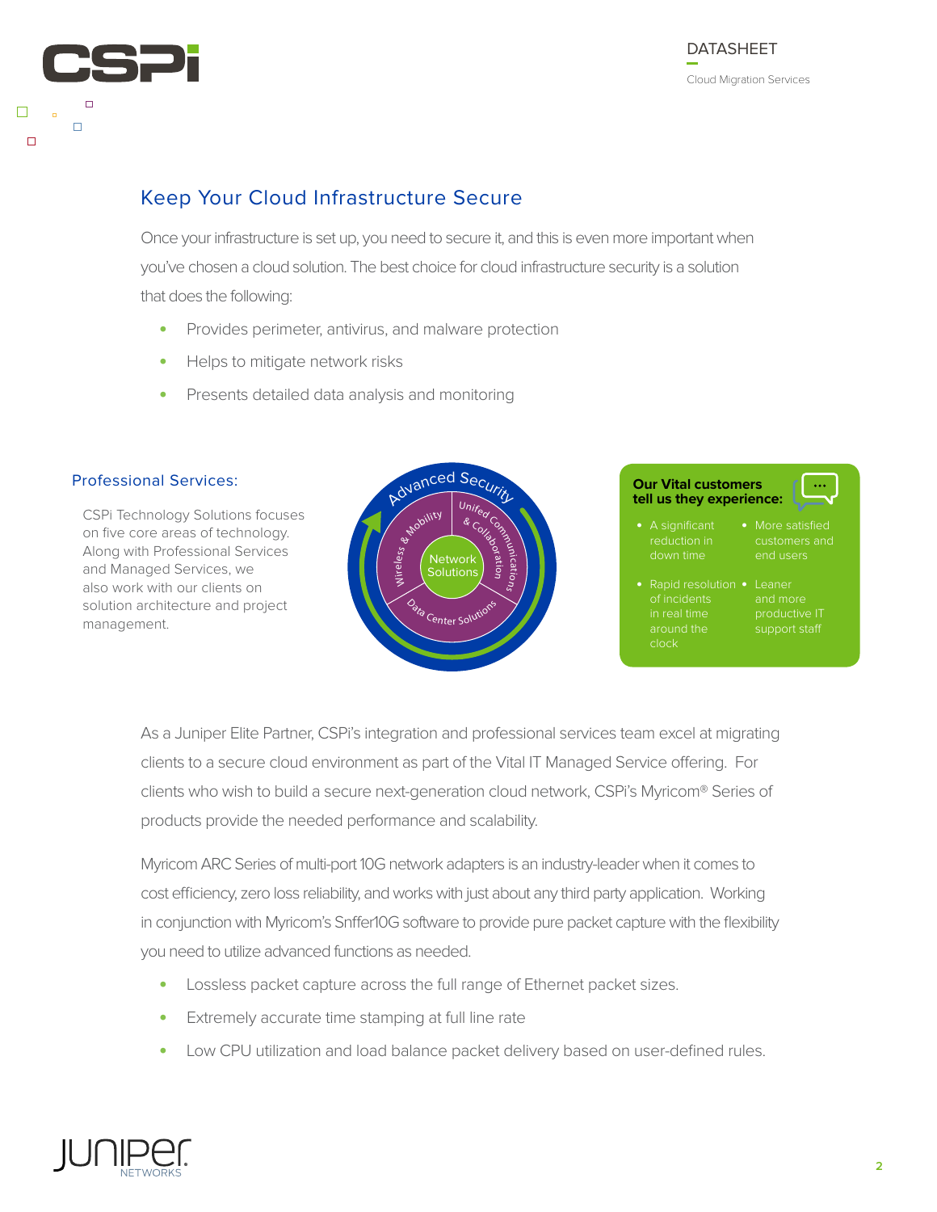## Keep Your Cloud Infrastructure Secure

Once your infrastructure is set up, you need to secure it, and this is even more important when you've chosen a cloud solution. The best choice for cloud infrastructure security is a solution that does the following:

- Provides perimeter, antivirus, and malware protection
- Helps to mitigate network risks
- Presents detailed data analysis and monitoring

### Professional Services:

CSPi Technology Solutions focuses on five core areas of technology. Along with Professional Services and Managed Services, we also work with our clients on solution architecture and project management.

Advanced Security

Wireless & Mobility

Unified Communications & Collaboration

Network Solutions

Data Center Solutions

**Our Vital customers tell us they experience:**

- A significant reduction in down time
- More satisfied customers and end users
- Rapid resolution of incidents in real time around the clock
- Leaner and more productive IT support staff

As a Juniper Elite Partner, CSPi's integration and professional services team excel at migrating clients to a secure cloud environment as part of the Vital IT Managed Service offering. For clients who wish to build a secure next-generation cloud network, CSPi's Myricom® Series of products provide the needed performance and scalability.

Myricom ARC Series of multi-port 10G network adapters is an industry-leader when it comes to cost efficiency, zero loss reliability, and works with just about any third party application. Working in conjunction with Myricom's Snffer10G software to provide pure packet capture with the flexibility you need to utilize advanced functions as needed.

- Lossless packet capture across the full range of Ethernet packet sizes.
- Extremely accurate time stamping at full line rate
- Low CPU utilization and load balance packet delivery based on user-defined rules.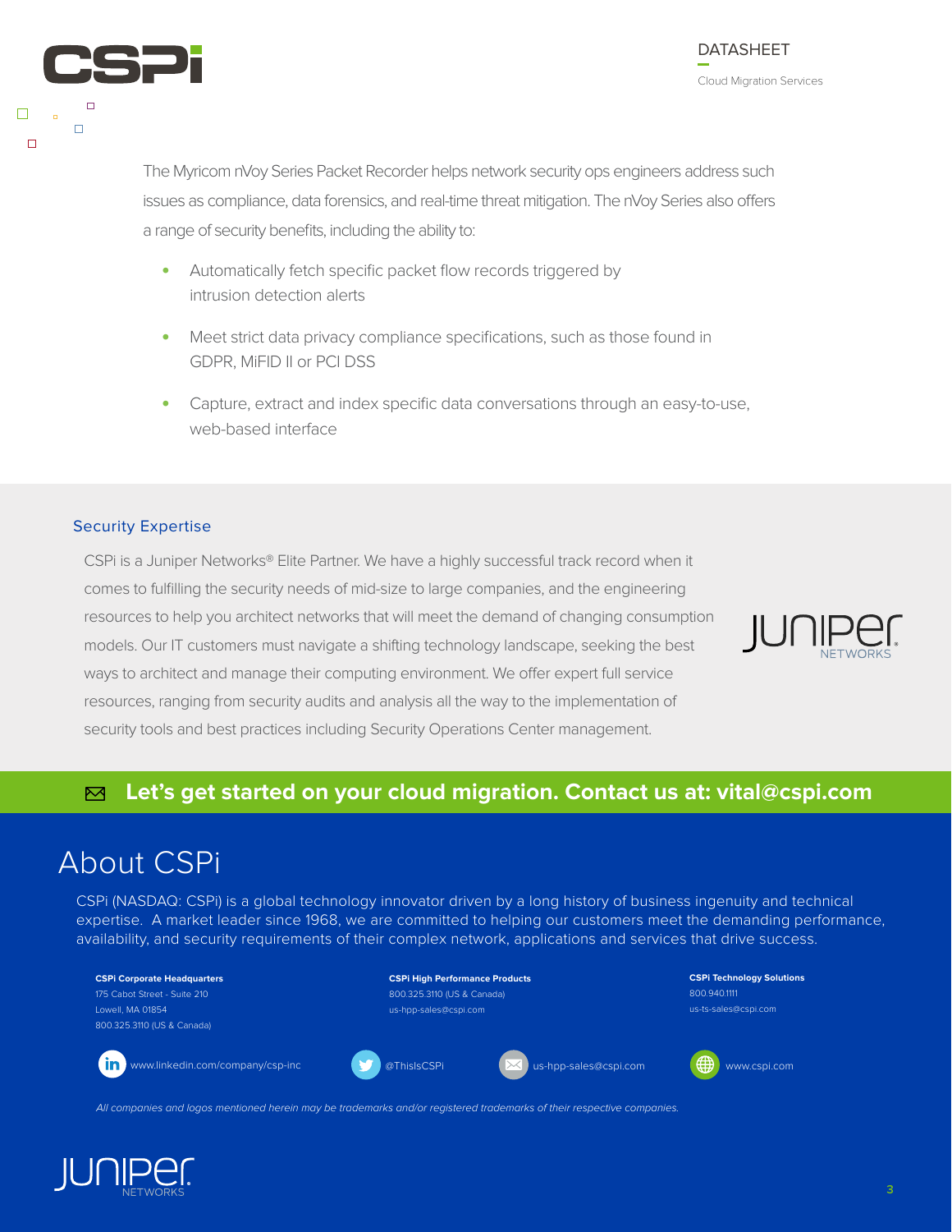The Myricom nVoy Series Packet Recorder helps network security ops engineers address such issues as compliance, data forensics, and real-time threat mitigation. The nVoy Series also offers a range of security benefits, including the ability to:

- Automatically fetch specific packet flow records triggered by intrusion detection alerts
- Meet strict data privacy compliance specifications, such as those found in GDPR, MiFID II or PCI DSS
- Capture, extract and index specific data conversations through an easy-to-use, web-based interface

## Security Expertise

CSPi is a Juniper Networks® Elite Partner. We have a highly successful track record when it comes to fulfilling the security needs of mid-size to large companies, and the engineering resources to help you architect networks that will meet the demand of changing consumption models. Our IT customers must navigate a shifting technology landscape, seeking the best ways to architect and manage their computing environment. We offer expert full service resources, ranging from security audits and analysis all the way to the implementation of security tools and best practices including Security Operations Center management.

**Let's get started on your cloud migration. Contact us at: vital@cspi.com**

## About CSPi

CSPi (NASDAQ: CSPi) is a global technology innovator driven by a long history of business ingenuity and technical expertise. A market leader since 1968, we are committed to helping our customers meet the demanding performance, availability, and security requirements of their complex network, applications and services that drive success.

**CSPi Corporate Headquarters**
175 Cabot Street - Suite 210
Lowell, MA 01854
800.325.3110 (US & Canada)

**CSPi High Performance Products**
800.325.3110 (US & Canada)
us-hpp-sales@cspi.com

**CSPi Technology Solutions**
800.940.1111
us-ts-sales@cspi.com

www.linkedin.com/company/csp-inc
@ThisIsCSPi
us-hpp-sales@cspi.com
www.cspi.com

*All companies and logos mentioned herein may be trademarks and/or registered trademarks of their respective companies.*